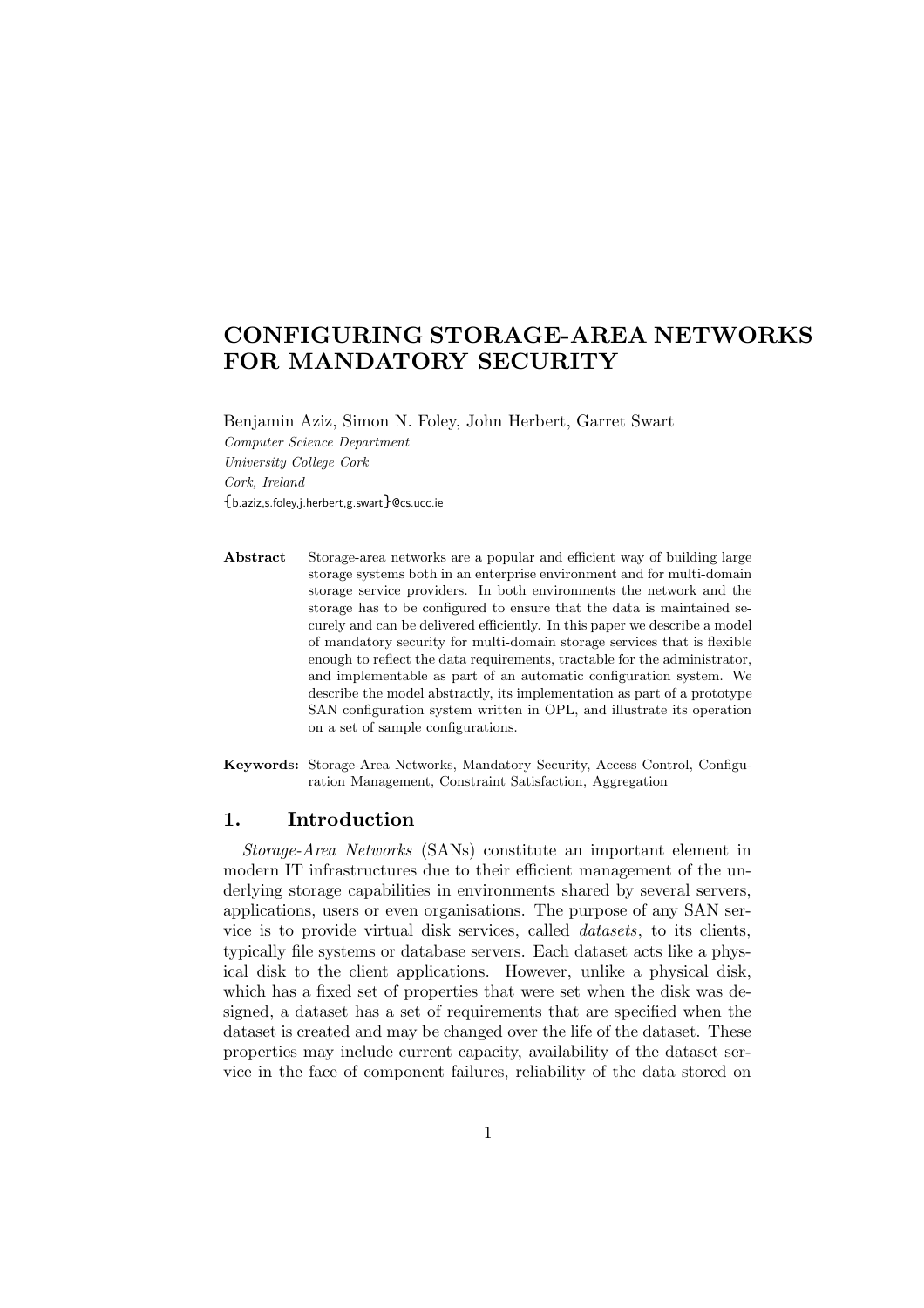# CONFIGURING STORAGE-AREA NETWORKS FOR MANDATORY SECURITY

Benjamin Aziz, Simon N. Foley, John Herbert, Garret Swart

*Computer Science Department*
*University College Cork*
*Cork, Ireland*
{b.aziz,s.foley,j.herbert,g.swart}@cs.ucc.ie

**Abstract** Storage-area networks are a popular and efficient way of building large storage systems both in an enterprise environment and for multi-domain storage service providers. In both environments the network and the storage has to be configured to ensure that the data is maintained securely and can be delivered efficiently. In this paper we describe a model of mandatory security for multi-domain storage services that is flexible enough to reflect the data requirements, tractable for the administrator, and implementable as part of an automatic configuration system. We describe the model abstractly, its implementation as part of a prototype SAN configuration system written in OPL, and illustrate its operation on a set of sample configurations.

**Keywords:** Storage-Area Networks, Mandatory Security, Access Control, Configuration Management, Constraint Satisfaction, Aggregation

## 1. Introduction

*Storage-Area Networks* (SANs) constitute an important element in modern IT infrastructures due to their efficient management of the underlying storage capabilities in environments shared by several servers, applications, users or even organisations. The purpose of any SAN service is to provide virtual disk services, called *datasets*, to its clients, typically file systems or database servers. Each dataset acts like a physical disk to the client applications. However, unlike a physical disk, which has a fixed set of properties that were set when the disk was designed, a dataset has a set of requirements that are specified when the dataset is created and may be changed over the life of the dataset. These properties may include current capacity, availability of the dataset service in the face of component failures, reliability of the data stored on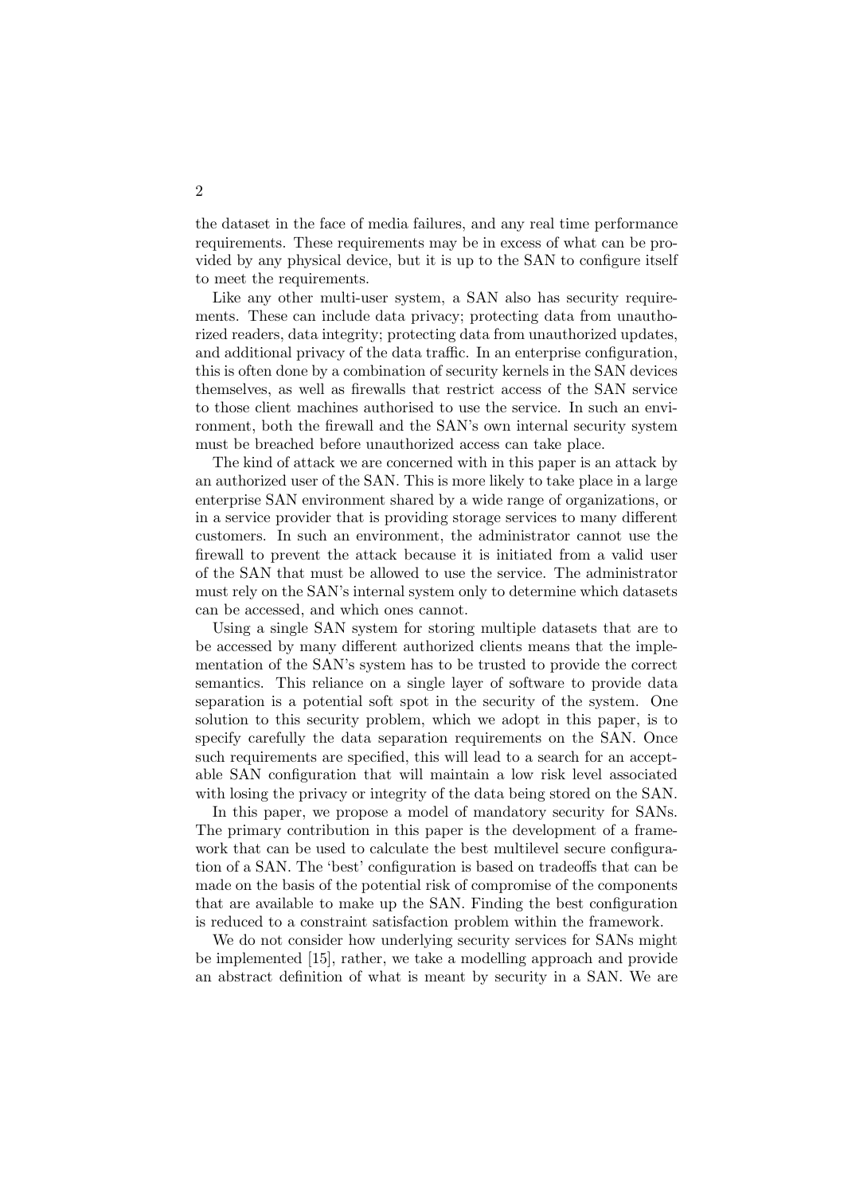the dataset in the face of media failures, and any real time performance requirements. These requirements may be in excess of what can be provided by any physical device, but it is up to the SAN to configure itself to meet the requirements.

Like any other multi-user system, a SAN also has security requirements. These can include data privacy; protecting data from unauthorized readers, data integrity; protecting data from unauthorized updates, and additional privacy of the data traffic. In an enterprise configuration, this is often done by a combination of security kernels in the SAN devices themselves, as well as firewalls that restrict access of the SAN service to those client machines authorised to use the service. In such an environment, both the firewall and the SAN's own internal security system must be breached before unauthorized access can take place.

The kind of attack we are concerned with in this paper is an attack by an authorized user of the SAN. This is more likely to take place in a large enterprise SAN environment shared by a wide range of organizations, or in a service provider that is providing storage services to many different customers. In such an environment, the administrator cannot use the firewall to prevent the attack because it is initiated from a valid user of the SAN that must be allowed to use the service. The administrator must rely on the SAN's internal system only to determine which datasets can be accessed, and which ones cannot.

Using a single SAN system for storing multiple datasets that are to be accessed by many different authorized clients means that the implementation of the SAN's system has to be trusted to provide the correct semantics. This reliance on a single layer of software to provide data separation is a potential soft spot in the security of the system. One solution to this security problem, which we adopt in this paper, is to specify carefully the data separation requirements on the SAN. Once such requirements are specified, this will lead to a search for an acceptable SAN configuration that will maintain a low risk level associated with losing the privacy or integrity of the data being stored on the SAN.

In this paper, we propose a model of mandatory security for SANs. The primary contribution in this paper is the development of a framework that can be used to calculate the best multilevel secure configuration of a SAN. The 'best' configuration is based on tradeoffs that can be made on the basis of the potential risk of compromise of the components that are available to make up the SAN. Finding the best configuration is reduced to a constraint satisfaction problem within the framework.

We do not consider how underlying security services for SANs might be implemented [15], rather, we take a modelling approach and provide an abstract definition of what is meant by security in a SAN. We are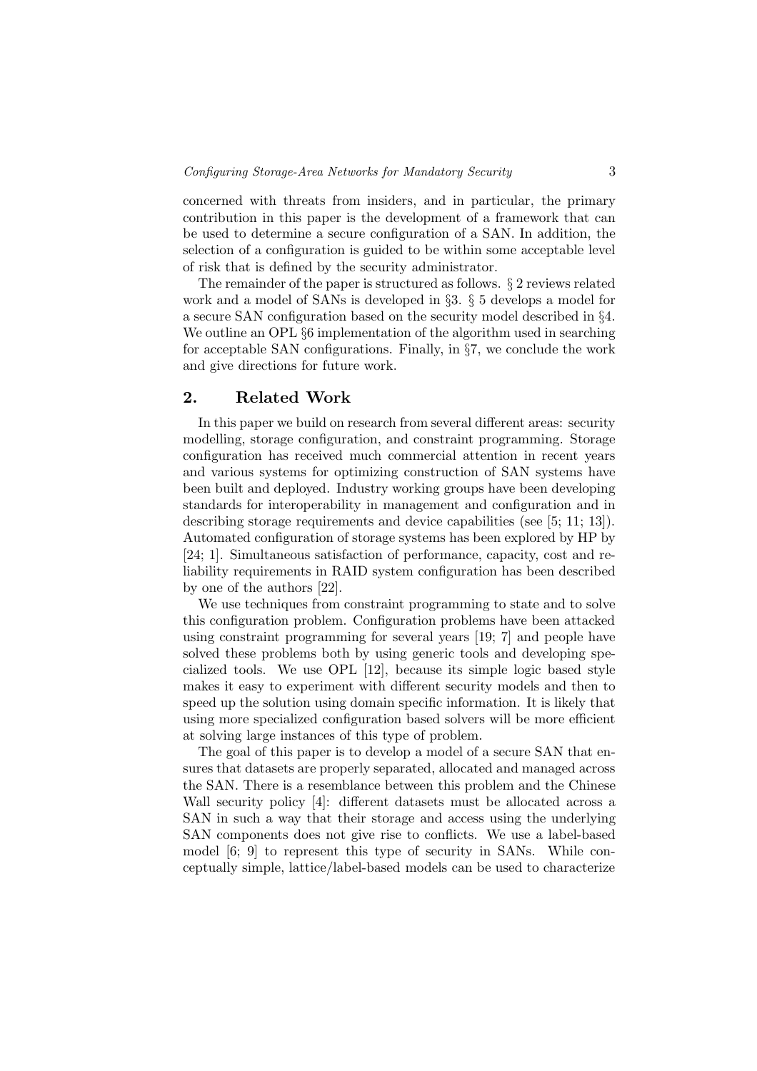concerned with threats from insiders, and in particular, the primary contribution in this paper is the development of a framework that can be used to determine a secure configuration of a SAN. In addition, the selection of a configuration is guided to be within some acceptable level of risk that is defined by the security administrator.

The remainder of the paper is structured as follows. § 2 reviews related work and a model of SANs is developed in §3. § 5 develops a model for a secure SAN configuration based on the security model described in §4. We outline an OPL §6 implementation of the algorithm used in searching for acceptable SAN configurations. Finally, in §7, we conclude the work and give directions for future work.

## 2. Related Work

In this paper we build on research from several different areas: security modelling, storage configuration, and constraint programming. Storage configuration has received much commercial attention in recent years and various systems for optimizing construction of SAN systems have been built and deployed. Industry working groups have been developing standards for interoperability in management and configuration and in describing storage requirements and device capabilities (see [5; 11; 13]). Automated configuration of storage systems has been explored by HP by [24; 1]. Simultaneous satisfaction of performance, capacity, cost and reliability requirements in RAID system configuration has been described by one of the authors [22].

We use techniques from constraint programming to state and to solve this configuration problem. Configuration problems have been attacked using constraint programming for several years [19; 7] and people have solved these problems both by using generic tools and developing specialized tools. We use OPL [12], because its simple logic based style makes it easy to experiment with different security models and then to speed up the solution using domain specific information. It is likely that using more specialized configuration based solvers will be more efficient at solving large instances of this type of problem.

The goal of this paper is to develop a model of a secure SAN that ensures that datasets are properly separated, allocated and managed across the SAN. There is a resemblance between this problem and the Chinese Wall security policy [4]: different datasets must be allocated across a SAN in such a way that their storage and access using the underlying SAN components does not give rise to conflicts. We use a label-based model [6; 9] to represent this type of security in SANs. While conceptually simple, lattice/label-based models can be used to characterize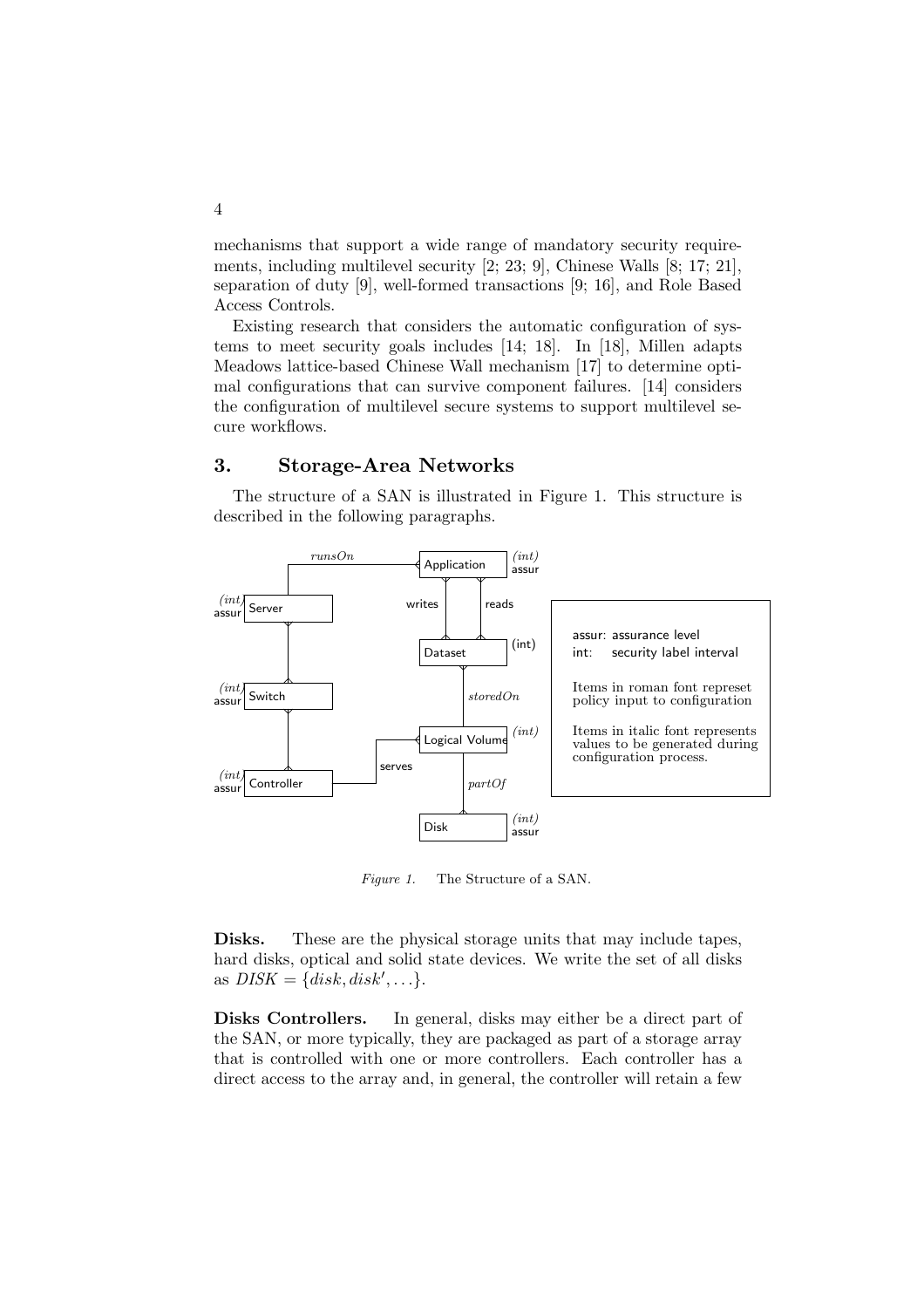mechanisms that support a wide range of mandatory security requirements, including multilevel security [2; 23; 9], Chinese Walls [8; 17; 21], separation of duty [9], well-formed transactions [9; 16], and Role Based Access Controls.

Existing research that considers the automatic configuration of systems to meet security goals includes [14; 18]. In [18], Millen adapts Meadows lattice-based Chinese Wall mechanism [17] to determine optimal configurations that can survive component failures. [14] considers the configuration of multilevel secure systems to support multilevel secure workflows.

## 3. Storage-Area Networks

The structure of a SAN is illustrated in Figure 1. This structure is described in the following paragraphs.

*Figure 1.* The Structure of a SAN.

**Disks.** These are the physical storage units that may include tapes, hard disks, optical and solid state devices. We write the set of all disks as $DISK = \{disk, disk', \ldots\}$.

**Disks Controllers.** In general, disks may either be a direct part of the SAN, or more typically, they are packaged as part of a storage array that is controlled with one or more controllers. Each controller has a direct access to the array and, in general, the controller will retain a few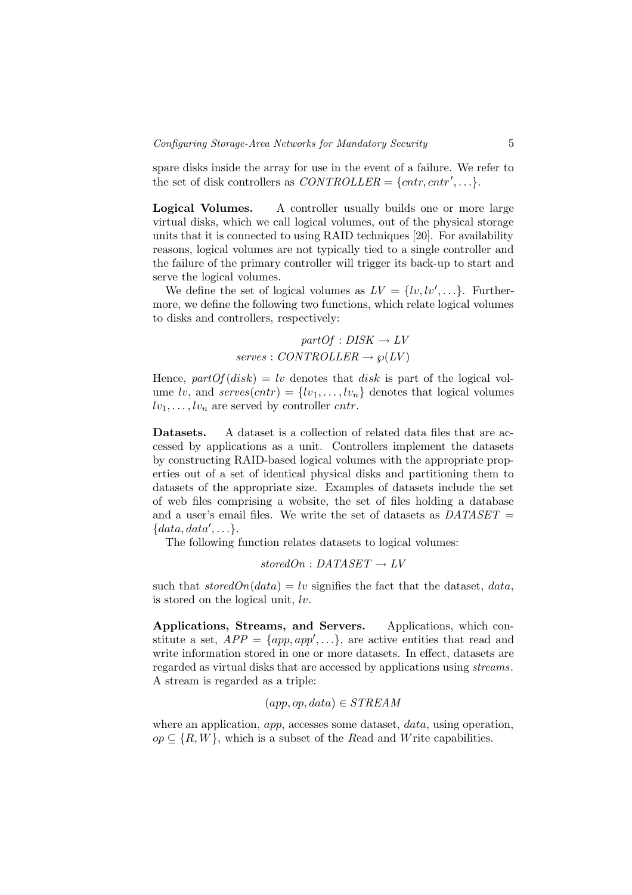spare disks inside the array for use in the event of a failure. We refer to the set of disk controllers as $CONTROLLER = \{cntr, cntr', \ldots\}$.

**Logical Volumes.** A controller usually builds one or more large virtual disks, which we call logical volumes, out of the physical storage units that it is connected to using RAID techniques [20]. For availability reasons, logical volumes are not typically tied to a single controller and the failure of the primary controller will trigger its back-up to start and serve the logical volumes.

We define the set of logical volumes as $LV = \{lv, lv', \ldots\}$. Furthermore, we define the following two functions, which relate logical volumes to disks and controllers, respectively:

$$partOf : DISK \rightarrow LV$$
$$serves : CONTROLLER \rightarrow \wp(LV)$$

Hence, $partOf(disk) = lv$ denotes that $disk$ is part of the logical volume $lv$, and $serves(cntr) = \{lv_1, \ldots, lv_n\}$ denotes that logical volumes $lv_1, \ldots, lv_n$ are served by controller $cntr$.

**Datasets.** A dataset is a collection of related data files that are accessed by applications as a unit. Controllers implement the datasets by constructing RAID-based logical volumes with the appropriate properties out of a set of identical physical disks and partitioning them to datasets of the appropriate size. Examples of datasets include the set of web files comprising a website, the set of files holding a database and a user's email files. We write the set of datasets as $DATASET = \{data, data', \ldots\}$.

The following function relates datasets to logical volumes:

$$storedOn : DATASET \rightarrow LV$$

such that $storedOn(data) = lv$ signifies the fact that the dataset, $data$, is stored on the logical unit, $lv$.

**Applications, Streams, and Servers.** Applications, which constitute a set, $APP = \{app, app', \ldots\}$, are active entities that read and write information stored in one or more datasets. In effect, datasets are regarded as virtual disks that are accessed by applications using *streams*. A stream is regarded as a triple:

$$(app, op, data) \in STREAM$$

where an application, $app$, accesses some dataset, $data$, using operation, $op \subseteq \{R, W\}$, which is a subset of the *R*ead and *W*rite capabilities.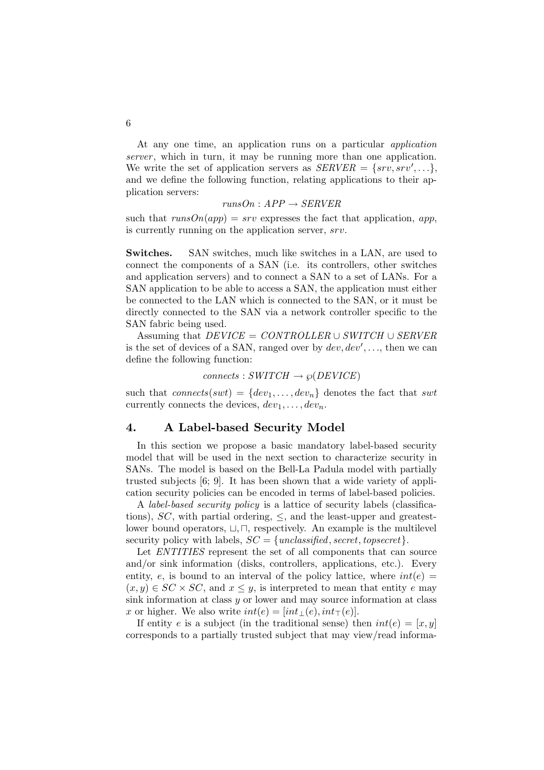At any one time, an application runs on a particular *application server*, which in turn, it may be running more than one application. We write the set of application servers as $SERVER = \{srv, srv', \ldots\}$, and we define the following function, relating applications to their application servers:

$$runsOn : APP \rightarrow SERVER$$

such that $runsOn(app) = srv$ expresses the fact that application, $app$, is currently running on the application server, $srv$.

**Switches.** SAN switches, much like switches in a LAN, are used to connect the components of a SAN (i.e. its controllers, other switches and application servers) and to connect a SAN to a set of LANs. For a SAN application to be able to access a SAN, the application must either be connected to the LAN which is connected to the SAN, or it must be directly connected to the SAN via a network controller specific to the SAN fabric being used.

Assuming that $DEVICE = CONTROLLER \cup SWITCH \cup SERVER$ is the set of devices of a SAN, ranged over by $dev, dev', \ldots$, then we can define the following function:

$$connects : SWITCH \rightarrow \wp(DEVICE)$$

such that $connects(swt) = \{dev_1, \ldots, dev_n\}$ denotes the fact that $swt$ currently connects the devices, $dev_1, \ldots, dev_n$.

## 4. A Label-based Security Model

In this section we propose a basic mandatory label-based security model that will be used in the next section to characterize security in SANs. The model is based on the Bell-La Padula model with partially trusted subjects [6; 9]. It has been shown that a wide variety of application security policies can be encoded in terms of label-based policies.

A *label-based security policy* is a lattice of security labels (classifications), $SC$, with partial ordering, $\leq$, and the least-upper and greatest-lower bound operators, $\sqcup, \sqcap$, respectively. An example is the multilevel security policy with labels, $SC = \{unclassified, secret, topsecret\}$.

Let $ENTITIES$ represent the set of all components that can source and/or sink information (disks, controllers, applications, etc.). Every entity, $e$, is bound to an interval of the policy lattice, where $int(e) = (x, y) \in SC \times SC$, and $x \leq y$, is interpreted to mean that entity $e$ may sink information at class $y$ or lower and may source information at class $x$ or higher. We also write $int(e) = [int_\perp(e), int_\top(e)]$.

If entity $e$ is a subject (in the traditional sense) then $int(e) = [x, y]$ corresponds to a partially trusted subject that may view/read informa-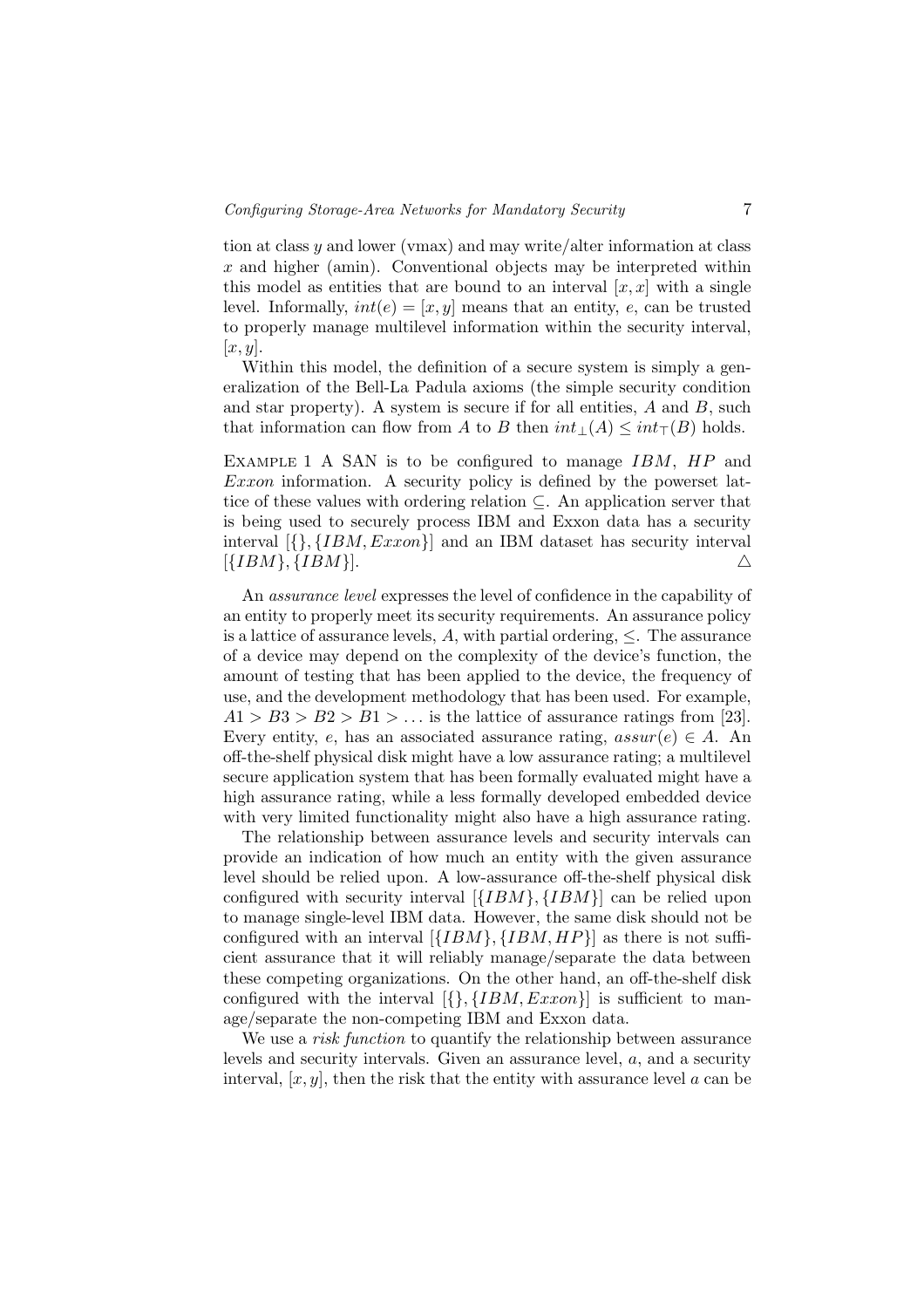tion at class $y$ and lower (vmax) and may write/alter information at class $x$ and higher (amin). Conventional objects may be interpreted within this model as entities that are bound to an interval $[x, x]$ with a single level. Informally, $int(e) = [x, y]$ means that an entity, $e$, can be trusted to properly manage multilevel information within the security interval, $[x, y]$.

Within this model, the definition of a secure system is simply a generalization of the Bell-La Padula axioms (the simple security condition and star property). A system is secure if for all entities, $A$ and $B$, such that information can flow from $A$ to $B$ then $int_{\perp}(A) \leq int_{\top}(B)$ holds.

Example 1 A SAN is to be configured to manage $IBM$, $HP$ and $Exxon$ information. A security policy is defined by the powerset lattice of these values with ordering relation $\subseteq$. An application server that is being used to securely process IBM and Exxon data has a security interval $[\{\}, \{IBM, Exxon\}]$ and an IBM dataset has security interval $[\{IBM\}, \{IBM\}]$. $\triangle$

An *assurance level* expresses the level of confidence in the capability of an entity to properly meet its security requirements. An assurance policy is a lattice of assurance levels, $A$, with partial ordering, $\leq$. The assurance of a device may depend on the complexity of the device's function, the amount of testing that has been applied to the device, the frequency of use, and the development methodology that has been used. For example, $A1 > B3 > B2 > B1 > \ldots$ is the lattice of assurance ratings from [23]. Every entity, $e$, has an associated assurance rating, $assur(e) \in A$. An off-the-shelf physical disk might have a low assurance rating; a multilevel secure application system that has been formally evaluated might have a high assurance rating, while a less formally developed embedded device with very limited functionality might also have a high assurance rating.

The relationship between assurance levels and security intervals can provide an indication of how much an entity with the given assurance level should be relied upon. A low-assurance off-the-shelf physical disk configured with security interval $[\{IBM\}, \{IBM\}]$ can be relied upon to manage single-level IBM data. However, the same disk should not be configured with an interval $[\{IBM\}, \{IBM, HP\}]$ as there is not sufficient assurance that it will reliably manage/separate the data between these competing organizations. On the other hand, an off-the-shelf disk configured with the interval $[\{\}, \{IBM, Exxon\}]$ is sufficient to manage/separate the non-competing IBM and Exxon data.

We use a *risk function* to quantify the relationship between assurance levels and security intervals. Given an assurance level, $a$, and a security interval, $[x, y]$, then the risk that the entity with assurance level $a$ can be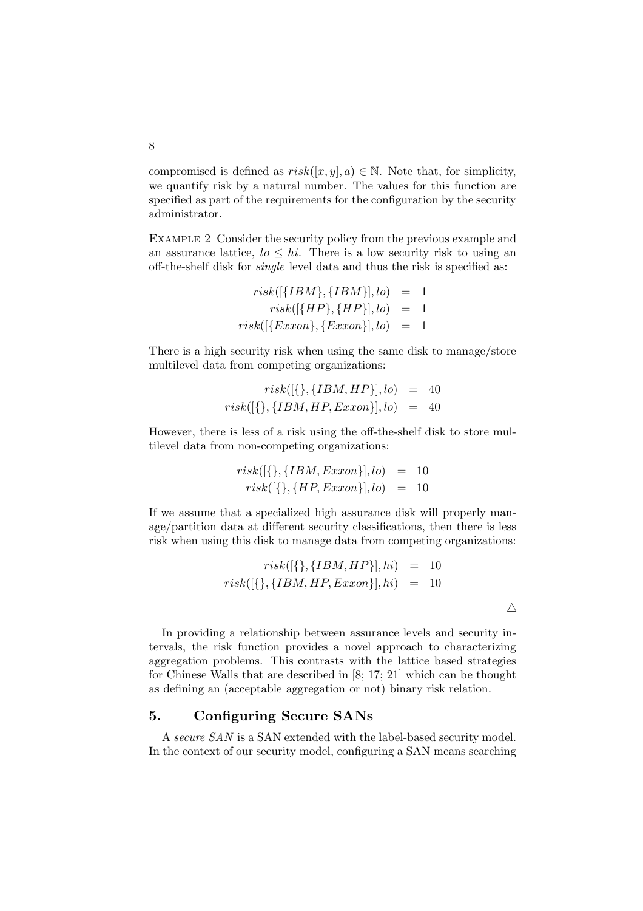compromised is defined as $risk([x, y], a) \in \mathbb{N}$. Note that, for simplicity, we quantify risk by a natural number. The values for this function are specified as part of the requirements for the configuration by the security administrator.

EXAMPLE 2 Consider the security policy from the previous example and an assurance lattice, $lo \leq hi$. There is a low security risk to using an off-the-shelf disk for *single* level data and thus the risk is specified as:

$$
\begin{aligned}
risk([\{IBM\}, \{IBM\}], lo) &= 1 \\
risk([\{HP\}, \{HP\}], lo) &= 1 \\
risk([\{Exxon\}, \{Exxon\}], lo) &= 1
\end{aligned}
$$

There is a high security risk when using the same disk to manage/store multilevel data from competing organizations:

$$
\begin{aligned}
risk([\{\}, \{IBM, HP\}], lo) &= 40 \\
risk([\{\}, \{IBM, HP, Exxon\}], lo) &= 40
\end{aligned}
$$

However, there is less of a risk using the off-the-shelf disk to store multilevel data from non-competing organizations:

$$
\begin{aligned}
risk([\{\}, \{IBM, Exxon\}], lo) &= 10 \\
risk([\{\}, \{HP, Exxon\}], lo) &= 10
\end{aligned}
$$

If we assume that a specialized high assurance disk will properly manage/partition data at different security classifications, then there is less risk when using this disk to manage data from competing organizations:

$$
\begin{aligned}
risk([\{\}, \{IBM, HP\}], hi) &= 10 \\
risk([\{\}, \{IBM, HP, Exxon\}], hi) &= 10
\end{aligned}
$$

$\triangle$

In providing a relationship between assurance levels and security intervals, the risk function provides a novel approach to characterizing aggregation problems. This contrasts with the lattice based strategies for Chinese Walls that are described in [8; 17; 21] which can be thought as defining an (acceptable aggregation or not) binary risk relation.

## 5. Configuring Secure SANs

A *secure SAN* is a SAN extended with the label-based security model. In the context of our security model, configuring a SAN means searching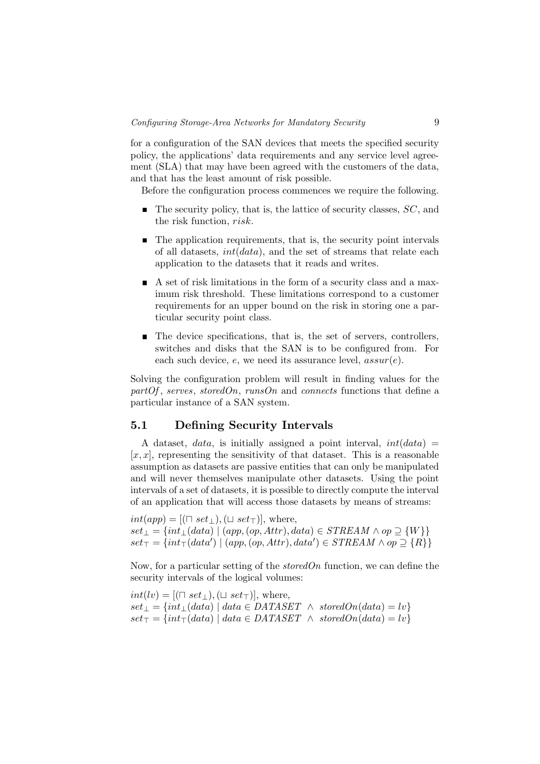for a configuration of the SAN devices that meets the specified security policy, the applications' data requirements and any service level agreement (SLA) that may have been agreed with the customers of the data, and that has the least amount of risk possible.

Before the configuration process commences we require the following.

- The security policy, that is, the lattice of security classes, $SC$, and the risk function, $risk$.
- The application requirements, that is, the security point intervals of all datasets, $int(data)$, and the set of streams that relate each application to the datasets that it reads and writes.
- A set of risk limitations in the form of a security class and a maximum risk threshold. These limitations correspond to a customer requirements for an upper bound on the risk in storing one a particular security point class.
- The device specifications, that is, the set of servers, controllers, switches and disks that the SAN is to be configured from. For each such device, $e$, we need its assurance level, $assur(e)$.

Solving the configuration problem will result in finding values for the *partOf*, *serves*, *storedOn*, *runsOn* and *connects* functions that define a particular instance of a SAN system.

## 5.1 Defining Security Intervals

A dataset, $data$, is initially assigned a point interval, $int(data) = [x, x]$, representing the sensitivity of that dataset. This is a reasonable assumption as datasets are passive entities that can only be manipulated and will never themselves manipulate other datasets. Using the point intervals of a set of datasets, it is possible to directly compute the interval of an application that will access those datasets by means of streams:

$$
\begin{aligned}
&int(app) = [(\sqcap\ set_\bot), (\sqcup\ set_\top)], \text{ where,}\\
&set_\bot = \{int_\bot(data) \mid (app, (op, Attr), data) \in STREAM \land op \supseteq \{W\}\}\\
&set_\top = \{int_\top(data') \mid (app, (op, Attr), data') \in STREAM \land op \supseteq \{R\}\}
\end{aligned}
$$

Now, for a particular setting of the *storedOn* function, we can define the security intervals of the logical volumes:

$$
\begin{aligned}
&int(lv) = [(\sqcap\ set_\bot), (\sqcup\ set_\top)], \text{ where,}\\
&set_\bot = \{int_\bot(data) \mid data \in DATASET\ \land\ storedOn(data) = lv\}\\
&set_\top = \{int_\top(data) \mid data \in DATASET\ \land\ storedOn(data) = lv\}
\end{aligned}
$$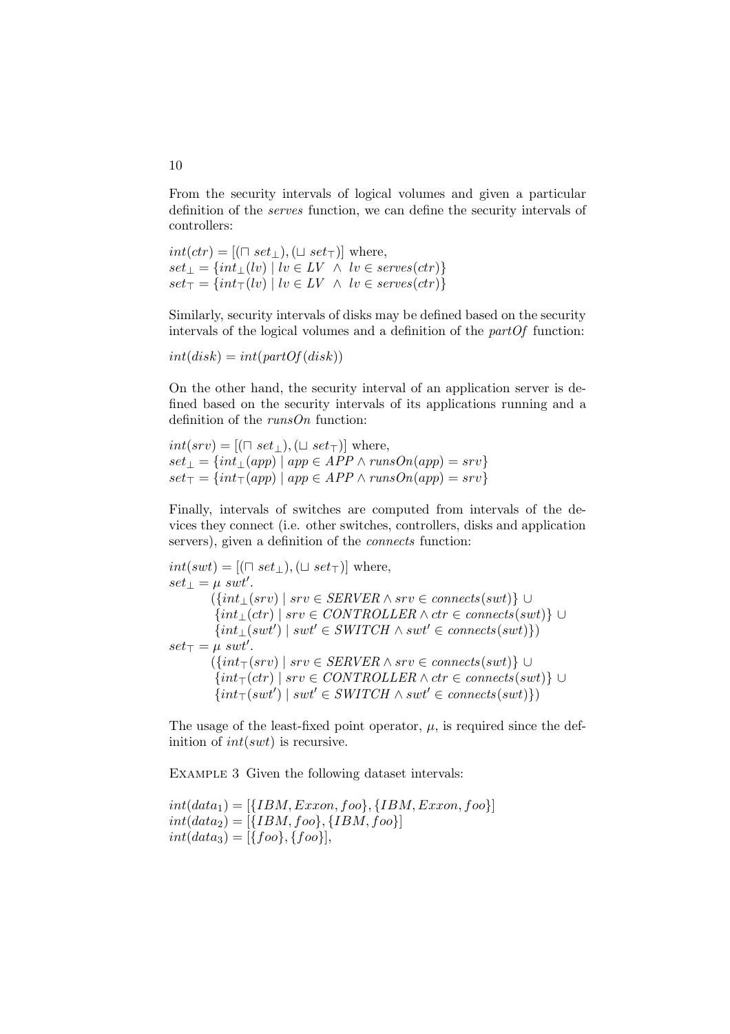From the security intervals of logical volumes and given a particular definition of the *serves* function, we can define the security intervals of controllers:

$int(ctr) = [(\sqcap\ set_{\bot}), (\sqcup\ set_{\top})]$ where,
$set_{\bot} = \{int_{\bot}(lv) \mid lv \in LV\ \wedge\ lv \in serves(ctr)\}$
$set_{\top} = \{int_{\top}(lv) \mid lv \in LV\ \wedge\ lv \in serves(ctr)\}$

Similarly, security intervals of disks may be defined based on the security intervals of the logical volumes and a definition of the *partOf* function:

$int(disk) = int(partOf(disk))$

On the other hand, the security interval of an application server is defined based on the security intervals of its applications running and a definition of the *runsOn* function:

$int(srv) = [(\sqcap\ set_{\bot}), (\sqcup\ set_{\top})]$ where,
$set_{\bot} = \{int_{\bot}(app) \mid app \in APP \wedge runsOn(app) = srv\}$
$set_{\top} = \{int_{\top}(app) \mid app \in APP \wedge runsOn(app) = srv\}$

Finally, intervals of switches are computed from intervals of the devices they connect (i.e. other switches, controllers, disks and application servers), given a definition of the *connects* function:

$$
\begin{aligned}
&int(swt) = [(\sqcap\ set_{\bot}), (\sqcup\ set_{\top})] \text{ where,}\\
&set_{\bot} = \mu\ swt'.\\
&\quad (\{int_{\bot}(srv) \mid srv \in SERVER \wedge srv \in connects(swt)\} \cup\\
&\quad \{int_{\bot}(ctr) \mid srv \in CONTROLLER \wedge ctr \in connects(swt)\} \cup\\
&\quad \{int_{\bot}(swt') \mid swt' \in SWITCH \wedge swt' \in connects(swt)\})\\
&set_{\top} = \mu\ swt'.\\
&\quad (\{int_{\top}(srv) \mid srv \in SERVER \wedge srv \in connects(swt)\} \cup\\
&\quad \{int_{\top}(ctr) \mid srv \in CONTROLLER \wedge ctr \in connects(swt)\} \cup\\
&\quad \{int_{\top}(swt') \mid swt' \in SWITCH \wedge swt' \in connects(swt)\})
\end{aligned}
$$

The usage of the least-fixed point operator, $\mu$, is required since the definition of $int(swt)$ is recursive.

Example 3 Given the following dataset intervals:

$int(data_1) = [\{IBM, Exxon, foo\}, \{IBM, Exxon, foo\}]$
$int(data_2) = [\{IBM, foo\}, \{IBM, foo\}]$
$int(data_3) = [\{foo\}, \{foo\}]$,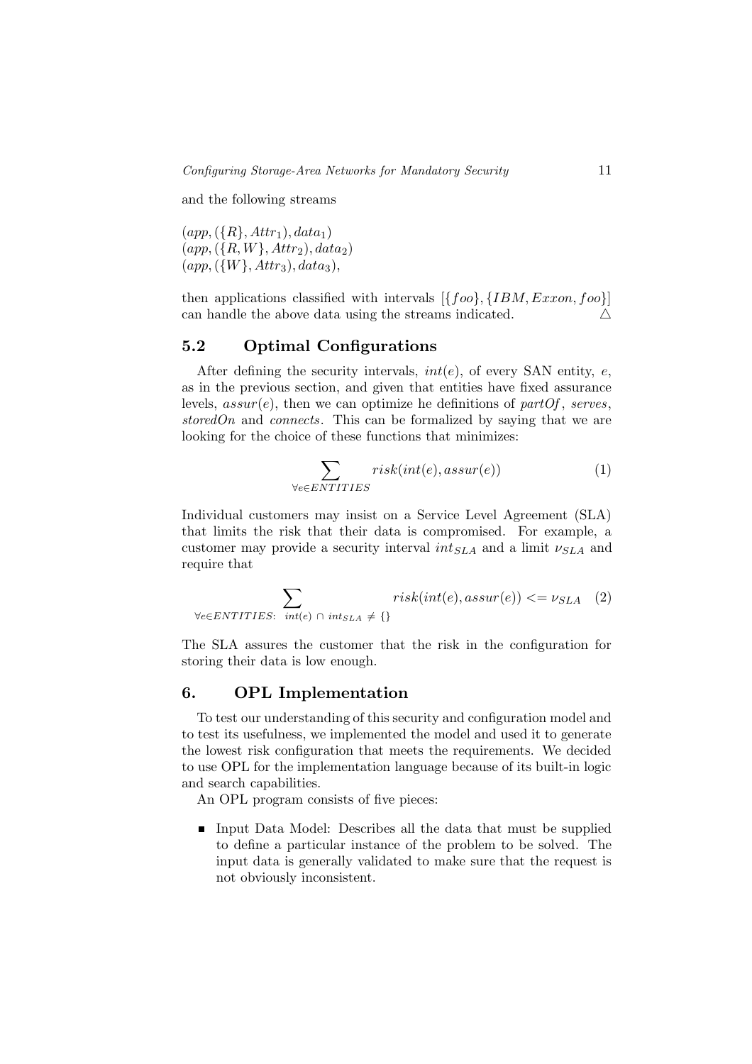and the following streams

$(app, (\{R\}, Attr_1), data_1)$
$(app, (\{R, W\}, Attr_2), data_2)$
$(app, (\{W\}, Attr_3), data_3)$,

then applications classified with intervals $[\{foo\}, \{IBM, Exxon, foo\}]$ can handle the above data using the streams indicated. △

## 5.2 Optimal Configurations

After defining the security intervals, $int(e)$, of every SAN entity, $e$, as in the previous section, and given that entities have fixed assurance levels, $assur(e)$, then we can optimize he definitions of *partOf*, *serves*, *storedOn* and *connects*. This can be formalized by saying that we are looking for the choice of these functions that minimizes:

$$\sum_{\forall e \in ENTITIES} risk(int(e), assur(e)) \tag{1}$$

Individual customers may insist on a Service Level Agreement (SLA) that limits the risk that their data is compromised. For example, a customer may provide a security interval $int_{SLA}$ and a limit $\nu_{SLA}$ and require that

$$\sum_{\forall e \in ENTITIES:\ int(e)\ \cap\ int_{SLA}\ \neq\ \{\}} risk(int(e), assur(e)) <= \nu_{SLA} \tag{2}$$

The SLA assures the customer that the risk in the configuration for storing their data is low enough.

# 6. OPL Implementation

To test our understanding of this security and configuration model and to test its usefulness, we implemented the model and used it to generate the lowest risk configuration that meets the requirements. We decided to use OPL for the implementation language because of its built-in logic and search capabilities.

An OPL program consists of five pieces:

- Input Data Model: Describes all the data that must be supplied to define a particular instance of the problem to be solved. The input data is generally validated to make sure that the request is not obviously inconsistent.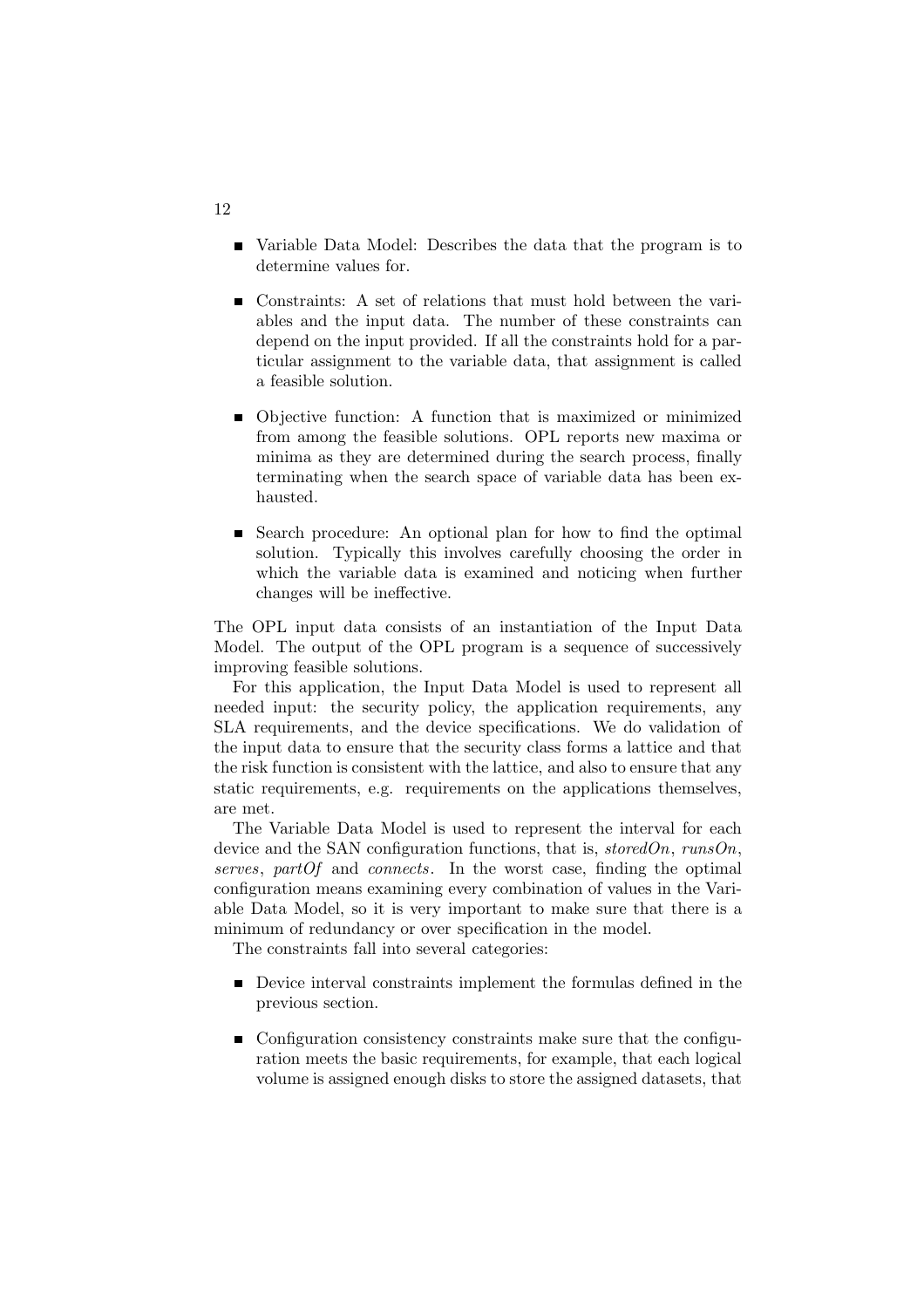- Variable Data Model: Describes the data that the program is to determine values for.
- Constraints: A set of relations that must hold between the variables and the input data. The number of these constraints can depend on the input provided. If all the constraints hold for a particular assignment to the variable data, that assignment is called a feasible solution.
- Objective function: A function that is maximized or minimized from among the feasible solutions. OPL reports new maxima or minima as they are determined during the search process, finally terminating when the search space of variable data has been exhausted.
- Search procedure: An optional plan for how to find the optimal solution. Typically this involves carefully choosing the order in which the variable data is examined and noticing when further changes will be ineffective.

The OPL input data consists of an instantiation of the Input Data Model. The output of the OPL program is a sequence of successively improving feasible solutions.

For this application, the Input Data Model is used to represent all needed input: the security policy, the application requirements, any SLA requirements, and the device specifications. We do validation of the input data to ensure that the security class forms a lattice and that the risk function is consistent with the lattice, and also to ensure that any static requirements, e.g. requirements on the applications themselves, are met.

The Variable Data Model is used to represent the interval for each device and the SAN configuration functions, that is, *storedOn*, *runsOn*, *serves*, *partOf* and *connects*. In the worst case, finding the optimal configuration means examining every combination of values in the Variable Data Model, so it is very important to make sure that there is a minimum of redundancy or over specification in the model.

The constraints fall into several categories:

- Device interval constraints implement the formulas defined in the previous section.
- Configuration consistency constraints make sure that the configuration meets the basic requirements, for example, that each logical volume is assigned enough disks to store the assigned datasets, that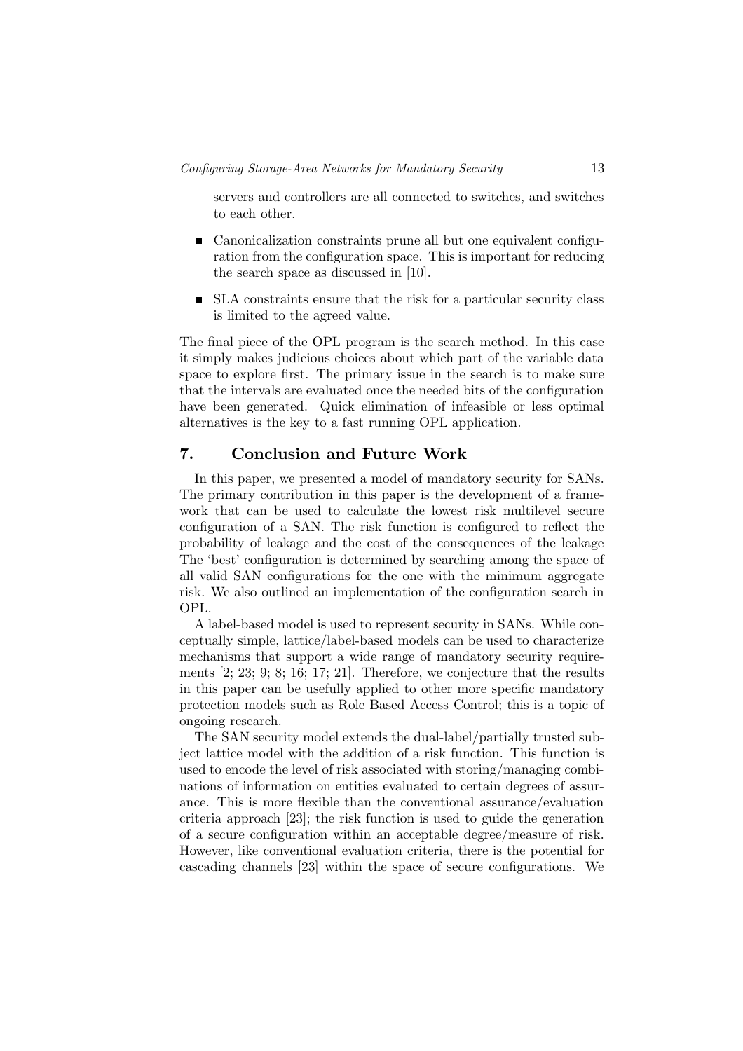servers and controllers are all connected to switches, and switches to each other.

- Canonicalization constraints prune all but one equivalent configuration from the configuration space. This is important for reducing the search space as discussed in [10].
- SLA constraints ensure that the risk for a particular security class is limited to the agreed value.

The final piece of the OPL program is the search method. In this case it simply makes judicious choices about which part of the variable data space to explore first. The primary issue in the search is to make sure that the intervals are evaluated once the needed bits of the configuration have been generated. Quick elimination of infeasible or less optimal alternatives is the key to a fast running OPL application.

## 7. Conclusion and Future Work

In this paper, we presented a model of mandatory security for SANs. The primary contribution in this paper is the development of a framework that can be used to calculate the lowest risk multilevel secure configuration of a SAN. The risk function is configured to reflect the probability of leakage and the cost of the consequences of the leakage The 'best' configuration is determined by searching among the space of all valid SAN configurations for the one with the minimum aggregate risk. We also outlined an implementation of the configuration search in OPL.

A label-based model is used to represent security in SANs. While conceptually simple, lattice/label-based models can be used to characterize mechanisms that support a wide range of mandatory security requirements [2; 23; 9; 8; 16; 17; 21]. Therefore, we conjecture that the results in this paper can be usefully applied to other more specific mandatory protection models such as Role Based Access Control; this is a topic of ongoing research.

The SAN security model extends the dual-label/partially trusted subject lattice model with the addition of a risk function. This function is used to encode the level of risk associated with storing/managing combinations of information on entities evaluated to certain degrees of assurance. This is more flexible than the conventional assurance/evaluation criteria approach [23]; the risk function is used to guide the generation of a secure configuration within an acceptable degree/measure of risk. However, like conventional evaluation criteria, there is the potential for cascading channels [23] within the space of secure configurations. We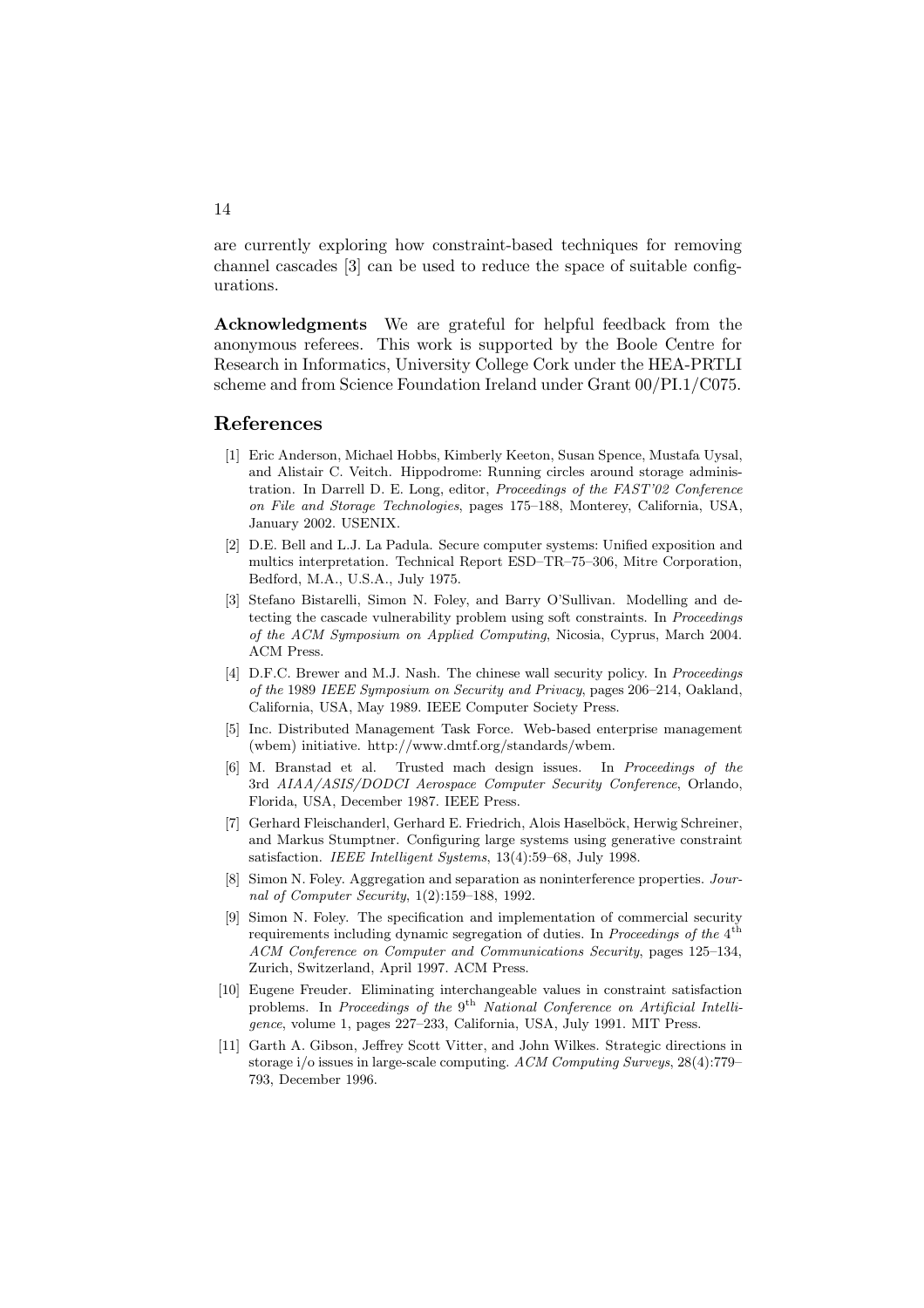are currently exploring how constraint-based techniques for removing channel cascades [3] can be used to reduce the space of suitable configurations.

**Acknowledgments** We are grateful for helpful feedback from the anonymous referees. This work is supported by the Boole Centre for Research in Informatics, University College Cork under the HEA-PRTLI scheme and from Science Foundation Ireland under Grant 00/PI.1/C075.

## References

[1] Eric Anderson, Michael Hobbs, Kimberly Keeton, Susan Spence, Mustafa Uysal, and Alistair C. Veitch. Hippodrome: Running circles around storage administration. In Darrell D. E. Long, editor, *Proceedings of the FAST'02 Conference on File and Storage Technologies*, pages 175–188, Monterey, California, USA, January 2002. USENIX.

[2] D.E. Bell and L.J. La Padula. Secure computer systems: Unified exposition and multics interpretation. Technical Report ESD–TR–75–306, Mitre Corporation, Bedford, M.A., U.S.A., July 1975.

[3] Stefano Bistarelli, Simon N. Foley, and Barry O'Sullivan. Modelling and detecting the cascade vulnerability problem using soft constraints. In *Proceedings of the ACM Symposium on Applied Computing*, Nicosia, Cyprus, March 2004. ACM Press.

[4] D.F.C. Brewer and M.J. Nash. The chinese wall security policy. In *Proceedings of the* 1989 *IEEE Symposium on Security and Privacy*, pages 206–214, Oakland, California, USA, May 1989. IEEE Computer Society Press.

[5] Inc. Distributed Management Task Force. Web-based enterprise management (wbem) initiative. http://www.dmtf.org/standards/wbem.

[6] M. Branstad et al. Trusted mach design issues. In *Proceedings of the* 3rd *AIAA/ASIS/DODCI Aerospace Computer Security Conference*, Orlando, Florida, USA, December 1987. IEEE Press.

[7] Gerhard Fleischanderl, Gerhard E. Friedrich, Alois Haselböck, Herwig Schreiner, and Markus Stumptner. Configuring large systems using generative constraint satisfaction. *IEEE Intelligent Systems*, 13(4):59–68, July 1998.

[8] Simon N. Foley. Aggregation and separation as noninterference properties. *Journal of Computer Security*, 1(2):159–188, 1992.

[9] Simon N. Foley. The specification and implementation of commercial security requirements including dynamic segregation of duties. In *Proceedings of the* 4th *ACM Conference on Computer and Communications Security*, pages 125–134, Zurich, Switzerland, April 1997. ACM Press.

[10] Eugene Freuder. Eliminating interchangeable values in constraint satisfaction problems. In *Proceedings of the* 9th *National Conference on Artificial Intelligence*, volume 1, pages 227–233, California, USA, July 1991. MIT Press.

[11] Garth A. Gibson, Jeffrey Scott Vitter, and John Wilkes. Strategic directions in storage i/o issues in large-scale computing. *ACM Computing Surveys*, 28(4):779–793, December 1996.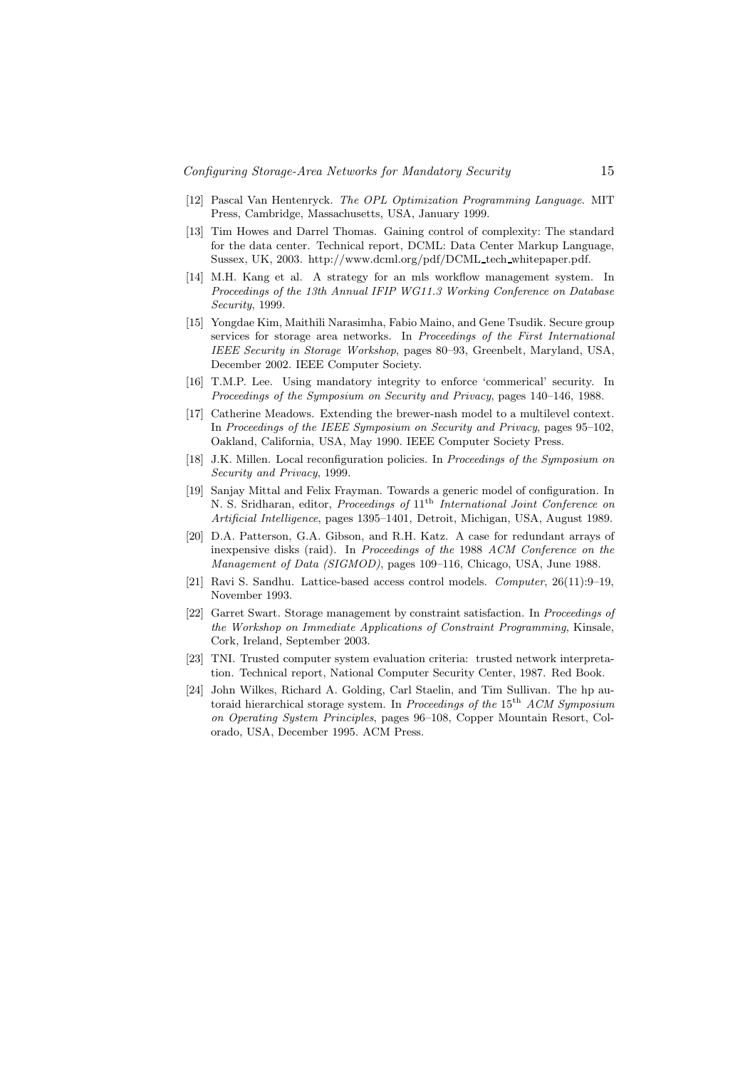[12] Pascal Van Hentenryck. *The OPL Optimization Programming Language*. MIT Press, Cambridge, Massachusetts, USA, January 1999.

[13] Tim Howes and Darrel Thomas. Gaining control of complexity: The standard for the data center. Technical report, DCML: Data Center Markup Language, Sussex, UK, 2003. http://www.dcml.org/pdf/DCML_tech_whitepaper.pdf.

[14] M.H. Kang et al. A strategy for an mls workflow management system. In *Proceedings of the 13th Annual IFIP WG11.3 Working Conference on Database Security*, 1999.

[15] Yongdae Kim, Maithili Narasimha, Fabio Maino, and Gene Tsudik. Secure group services for storage area networks. In *Proceedings of the First International IEEE Security in Storage Workshop*, pages 80–93, Greenbelt, Maryland, USA, December 2002. IEEE Computer Society.

[16] T.M.P. Lee. Using mandatory integrity to enforce 'commerical' security. In *Proceedings of the Symposium on Security and Privacy*, pages 140–146, 1988.

[17] Catherine Meadows. Extending the brewer-nash model to a multilevel context. In *Proceedings of the IEEE Symposium on Security and Privacy*, pages 95–102, Oakland, California, USA, May 1990. IEEE Computer Society Press.

[18] J.K. Millen. Local reconfiguration policies. In *Proceedings of the Symposium on Security and Privacy*, 1999.

[19] Sanjay Mittal and Felix Frayman. Towards a generic model of configuration. In N. S. Sridharan, editor, *Proceedings of* 11[th] *International Joint Conference on Artificial Intelligence*, pages 1395–1401, Detroit, Michigan, USA, August 1989.

[20] D.A. Patterson, G.A. Gibson, and R.H. Katz. A case for redundant arrays of inexpensive disks (raid). In *Proceedings of the* 1988 *ACM Conference on the Management of Data (SIGMOD)*, pages 109–116, Chicago, USA, June 1988.

[21] Ravi S. Sandhu. Lattice-based access control models. *Computer*, 26(11):9–19, November 1993.

[22] Garret Swart. Storage management by constraint satisfaction. In *Proceedings of the Workshop on Immediate Applications of Constraint Programming*, Kinsale, Cork, Ireland, September 2003.

[23] TNI. Trusted computer system evaluation criteria: trusted network interpretation. Technical report, National Computer Security Center, 1987. Red Book.

[24] John Wilkes, Richard A. Golding, Carl Staelin, and Tim Sullivan. The hp autoraid hierarchical storage system. In *Proceedings of the* 15[th] *ACM Symposium on Operating System Principles*, pages 96–108, Copper Mountain Resort, Colorado, USA, December 1995. ACM Press.